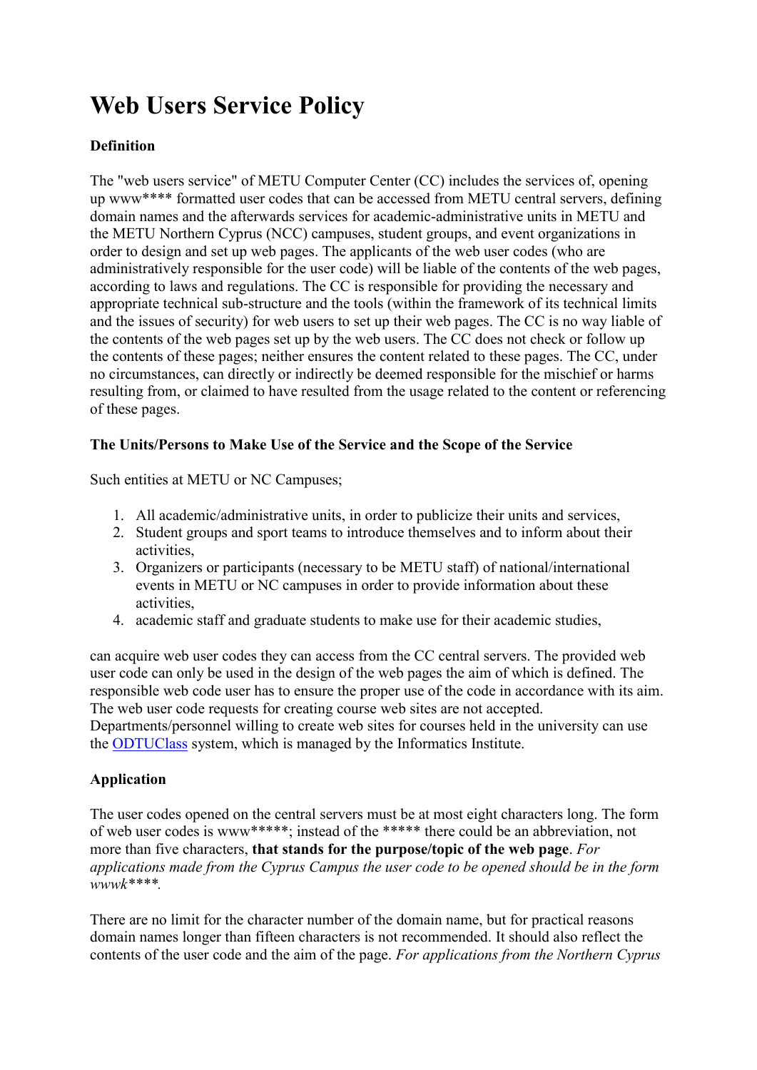# Web Users Service Policy

**Definition**

The "web users service" of METU Computer Center (CC) includes the services of, opening up www**** formatted user codes that can be accessed from METU central servers, defining domain names and the afterwards services for academic-administrative units in METU and the METU Northern Cyprus (NCC) campuses, student groups, and event organizations in order to design and set up web pages. The applicants of the web user codes (who are administratively responsible for the user code) will be liable of the contents of the web pages, according to laws and regulations. The CC is responsible for providing the necessary and appropriate technical sub-structure and the tools (within the framework of its technical limits and the issues of security) for web users to set up their web pages. The CC is no way liable of the contents of the web pages set up by the web users. The CC does not check or follow up the contents of these pages; neither ensures the content related to these pages. The CC, under no circumstances, can directly or indirectly be deemed responsible for the mischief or harms resulting from, or claimed to have resulted from the usage related to the content or referencing of these pages.

**The Units/Persons to Make Use of the Service and the Scope of the Service**

Such entities at METU or NC Campuses;

1. All academic/administrative units, in order to publicize their units and services,
2. Student groups and sport teams to introduce themselves and to inform about their activities,
3. Organizers or participants (necessary to be METU staff) of national/international events in METU or NC campuses in order to provide information about these activities,
4. academic staff and graduate students to make use for their academic studies,

can acquire web user codes they can access from the CC central servers. The provided web user code can only be used in the design of the web pages the aim of which is defined. The responsible web code user has to ensure the proper use of the code in accordance with its aim. The web user code requests for creating course web sites are not accepted. Departments/personnel willing to create web sites for courses held in the university can use the ODTUClass system, which is managed by the Informatics Institute.

**Application**

The user codes opened on the central servers must be at most eight characters long. The form of web user codes is www*****; instead of the ***** there could be an abbreviation, not more than five characters, **that stands for the purpose/topic of the web page**. *For applications made from the Cyprus Campus the user code to be opened should be in the form wwwk*****.*

There are no limit for the character number of the domain name, but for practical reasons domain names longer than fifteen characters is not recommended. It should also reflect the contents of the user code and the aim of the page. *For applications from the Northern Cyprus*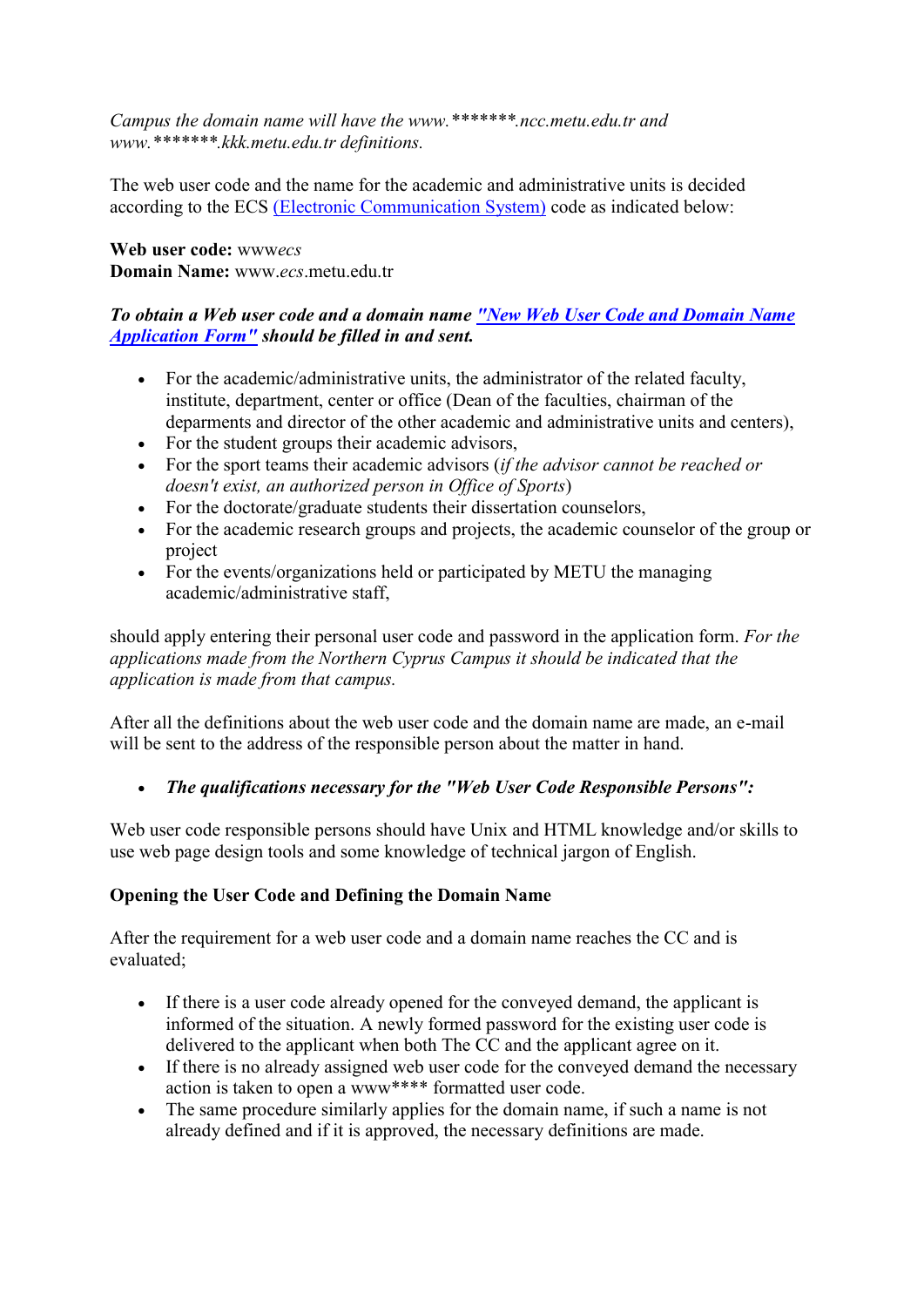*Campus the domain name will have the www.*******.ncc.metu.edu.tr and www.*******.kkk.metu.edu.tr definitions.*

The web user code and the name for the academic and administrative units is decided according to the ECS (Electronic Communication System) code as indicated below:

**Web user code:** www*ecs*
**Domain Name:** www.*ecs*.metu.edu.tr

***To obtain a Web user code and a domain name "New Web User Code and Domain Name Application Form" should be filled in and sent.***

- For the academic/administrative units, the administrator of the related faculty, institute, department, center or office (Dean of the faculties, chairman of the deparments and director of the other academic and administrative units and centers),
- For the student groups their academic advisors,
- For the sport teams their academic advisors (*if the advisor cannot be reached or doesn't exist, an authorized person in Office of Sports*)
- For the doctorate/graduate students their dissertation counselors,
- For the academic research groups and projects, the academic counselor of the group or project
- For the events/organizations held or participated by METU the managing academic/administrative staff,

should apply entering their personal user code and password in the application form. *For the applications made from the Northern Cyprus Campus it should be indicated that the application is made from that campus.*

After all the definitions about the web user code and the domain name are made, an e-mail will be sent to the address of the responsible person about the matter in hand.

- ***The qualifications necessary for the "Web User Code Responsible Persons":***

Web user code responsible persons should have Unix and HTML knowledge and/or skills to use web page design tools and some knowledge of technical jargon of English.

**Opening the User Code and Defining the Domain Name**

After the requirement for a web user code and a domain name reaches the CC and is evaluated;

- If there is a user code already opened for the conveyed demand, the applicant is informed of the situation. A newly formed password for the existing user code is delivered to the applicant when both The CC and the applicant agree on it.
- If there is no already assigned web user code for the conveyed demand the necessary action is taken to open a www**** formatted user code.
- The same procedure similarly applies for the domain name, if such a name is not already defined and if it is approved, the necessary definitions are made.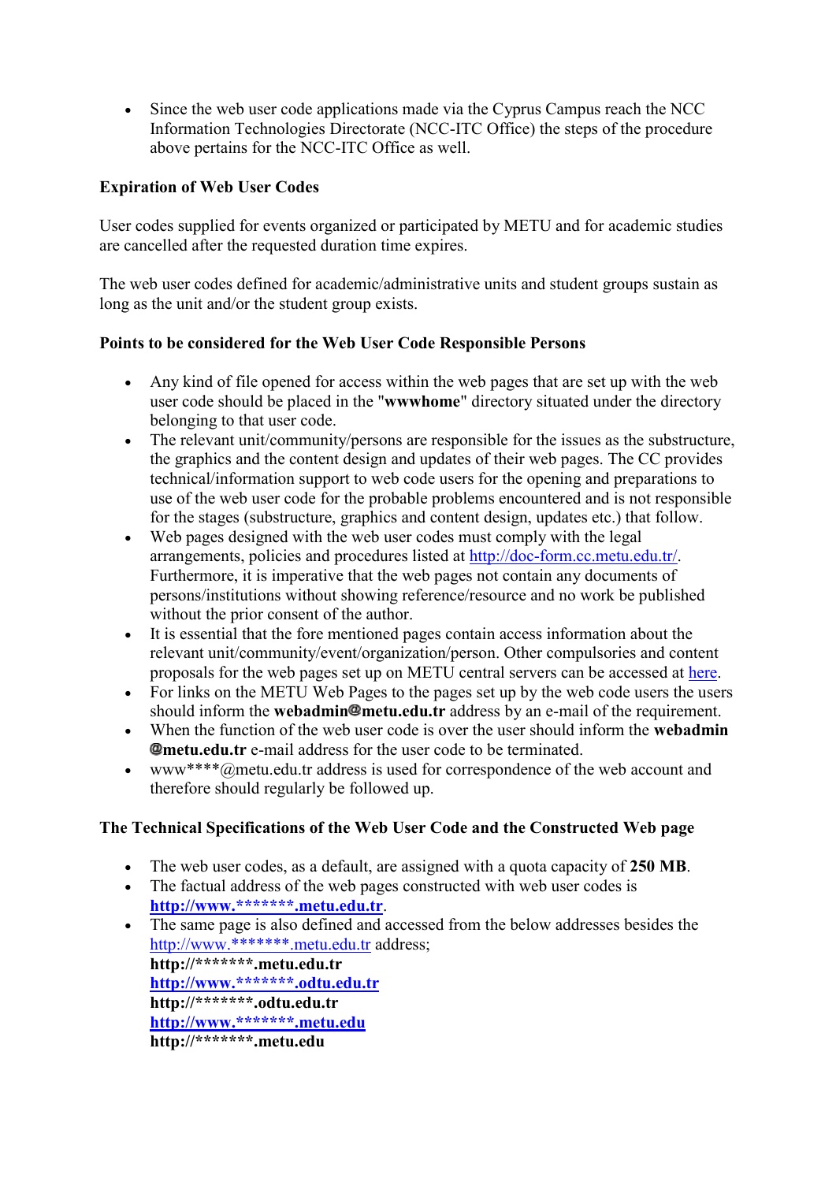- Since the web user code applications made via the Cyprus Campus reach the NCC Information Technologies Directorate (NCC-ITC Office) the steps of the procedure above pertains for the NCC-ITC Office as well.

**Expiration of Web User Codes**

User codes supplied for events organized or participated by METU and for academic studies are cancelled after the requested duration time expires.

The web user codes defined for academic/administrative units and student groups sustain as long as the unit and/or the student group exists.

**Points to be considered for the Web User Code Responsible Persons**

- Any kind of file opened for access within the web pages that are set up with the web user code should be placed in the "**wwwhome**" directory situated under the directory belonging to that user code.
- The relevant unit/community/persons are responsible for the issues as the substructure, the graphics and the content design and updates of their web pages. The CC provides technical/information support to web code users for the opening and preparations to use of the web user code for the probable problems encountered and is not responsible for the stages (substructure, graphics and content design, updates etc.) that follow.
- Web pages designed with the web user codes must comply with the legal arrangements, policies and procedures listed at [http://doc-form.cc.metu.edu.tr/](http://doc-form.cc.metu.edu.tr/). Furthermore, it is imperative that the web pages not contain any documents of persons/institutions without showing reference/resource and no work be published without the prior consent of the author.
- It is essential that the fore mentioned pages contain access information about the relevant unit/community/event/organization/person. Other compulsories and content proposals for the web pages set up on METU central servers can be accessed at here.
- For links on the METU Web Pages to the pages set up by the web code users the users should inform the **webadmin@metu.edu.tr** address by an e-mail of the requirement.
- When the function of the web user code is over the user should inform the **webadmin @metu.edu.tr** e-mail address for the user code to be terminated.
- www****@metu.edu.tr address is used for correspondence of the web account and therefore should regularly be followed up.

**The Technical Specifications of the Web User Code and the Constructed Web page**

- The web user codes, as a default, are assigned with a quota capacity of **250 MB**.
- The factual address of the web pages constructed with web user codes is **http://www.*******.metu.edu.tr**.
- The same page is also defined and accessed from the below addresses besides the http://www.*******.metu.edu.tr address;
  **http://*******.metu.edu.tr**
  **http://www.*******.odtu.edu.tr**
  **http://*******.odtu.edu.tr**
  **http://www.*******.metu.edu**
  **http://*******.metu.edu**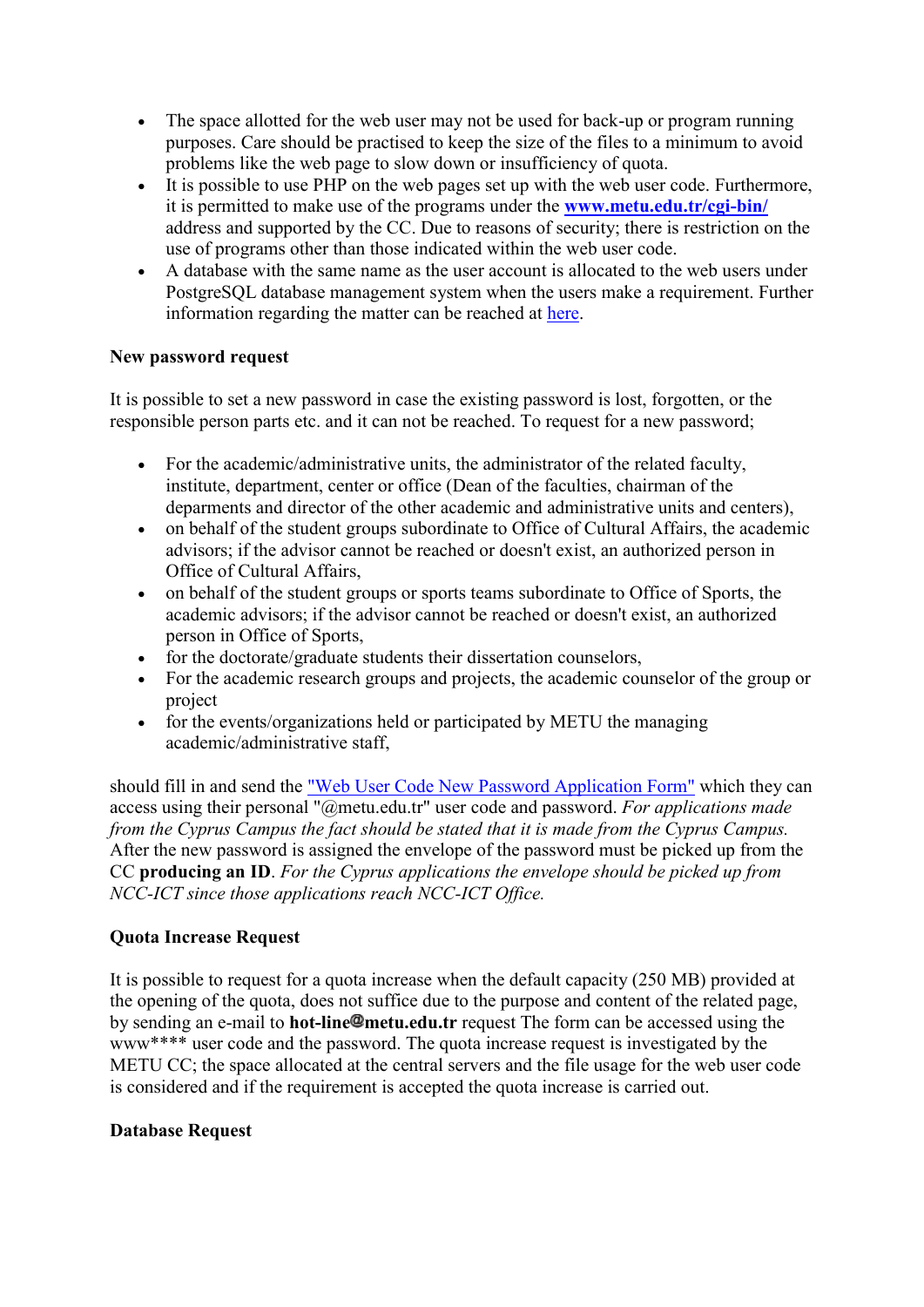- The space allotted for the web user may not be used for back-up or program running purposes. Care should be practised to keep the size of the files to a minimum to avoid problems like the web page to slow down or insufficiency of quota.
- It is possible to use PHP on the web pages set up with the web user code. Furthermore, it is permitted to make use of the programs under the **[www.metu.edu.tr/cgi-bin/](www.metu.edu.tr/cgi-bin/)** address and supported by the CC. Due to reasons of security; there is restriction on the use of programs other than those indicated within the web user code.
- A database with the same name as the user account is allocated to the web users under PostgreSQL database management system when the users make a requirement. Further information regarding the matter can be reached at here.

**New password request**

It is possible to set a new password in case the existing password is lost, forgotten, or the responsible person parts etc. and it can not be reached. To request for a new password;

- For the academic/administrative units, the administrator of the related faculty, institute, department, center or office (Dean of the faculties, chairman of the deparments and director of the other academic and administrative units and centers),
- on behalf of the student groups subordinate to Office of Cultural Affairs, the academic advisors; if the advisor cannot be reached or doesn't exist, an authorized person in Office of Cultural Affairs,
- on behalf of the student groups or sports teams subordinate to Office of Sports, the academic advisors; if the advisor cannot be reached or doesn't exist, an authorized person in Office of Sports,
- for the doctorate/graduate students their dissertation counselors,
- For the academic research groups and projects, the academic counselor of the group or project
- for the events/organizations held or participated by METU the managing academic/administrative staff,

should fill in and send the "Web User Code New Password Application Form" which they can access using their personal "@metu.edu.tr" user code and password. *For applications made from the Cyprus Campus the fact should be stated that it is made from the Cyprus Campus.* After the new password is assigned the envelope of the password must be picked up from the CC **producing an ID**. *For the Cyprus applications the envelope should be picked up from NCC-ICT since those applications reach NCC-ICT Office.*

**Quota Increase Request**

It is possible to request for a quota increase when the default capacity (250 MB) provided at the opening of the quota, does not suffice due to the purpose and content of the related page, by sending an e-mail to **hot-line@metu.edu.tr** request The form can be accessed using the www**** user code and the password. The quota increase request is investigated by the METU CC; the space allocated at the central servers and the file usage for the web user code is considered and if the requirement is accepted the quota increase is carried out.

**Database Request**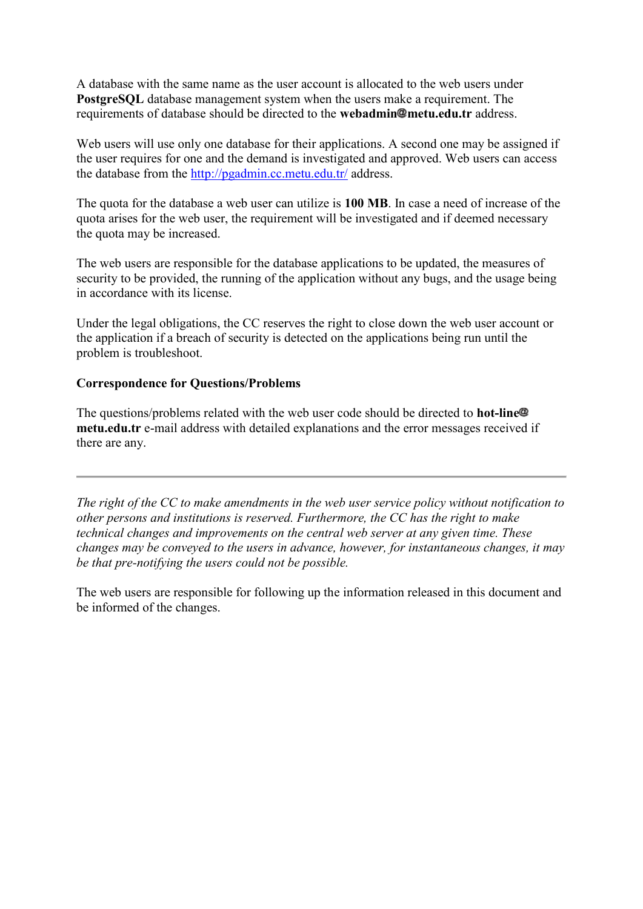A database with the same name as the user account is allocated to the web users under **PostgreSQL** database management system when the users make a requirement. The requirements of database should be directed to the **webadmin@metu.edu.tr** address.

Web users will use only one database for their applications. A second one may be assigned if the user requires for one and the demand is investigated and approved. Web users can access the database from the [http://pgadmin.cc.metu.edu.tr/](http://pgadmin.cc.metu.edu.tr/) address.

The quota for the database a web user can utilize is **100 MB**. In case a need of increase of the quota arises for the web user, the requirement will be investigated and if deemed necessary the quota may be increased.

The web users are responsible for the database applications to be updated, the measures of security to be provided, the running of the application without any bugs, and the usage being in accordance with its license.

Under the legal obligations, the CC reserves the right to close down the web user account or the application if a breach of security is detected on the applications being run until the problem is troubleshoot.

**Correspondence for Questions/Problems**

The questions/problems related with the web user code should be directed to **hot-line@ metu.edu.tr** e-mail address with detailed explanations and the error messages received if there are any.

---

*The right of the CC to make amendments in the web user service policy without notification to other persons and institutions is reserved. Furthermore, the CC has the right to make technical changes and improvements on the central web server at any given time. These changes may be conveyed to the users in advance, however, for instantaneous changes, it may be that pre-notifying the users could not be possible.*

The web users are responsible for following up the information released in this document and be informed of the changes.